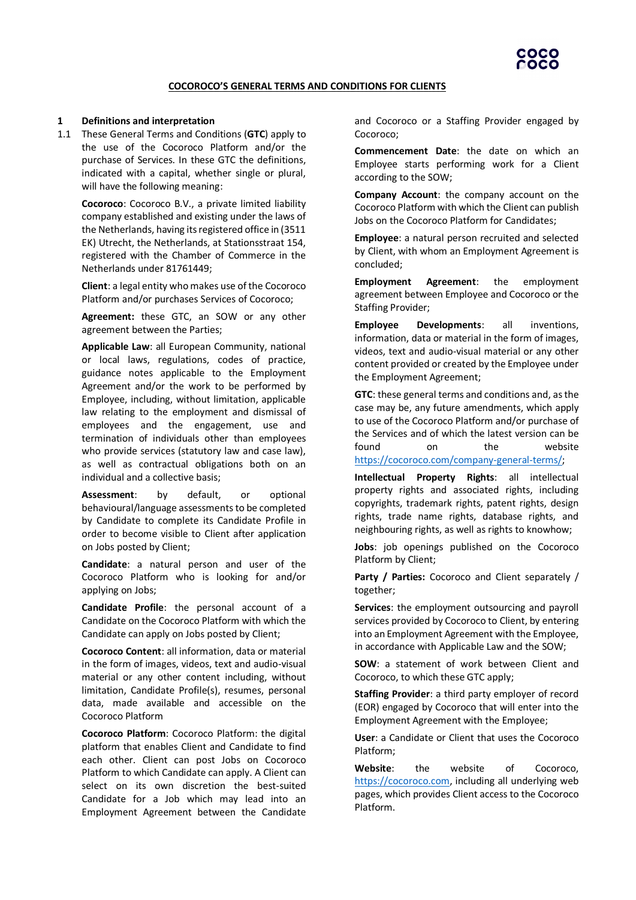# COCOROCO'S GENERAL TERMS AND CONDITIONS FOR CLIENTS

## 1 Definitions and interpretation

1.1 These General Terms and Conditions (**GTC**) apply to the use of the Cocoroco Platform and/or the purchase of Services. In these GTC the definitions, indicated with a capital, whether single or plural, will have the following meaning:

**Cocoroco**: Cocoroco B.V., a private limited liability company established and existing under the laws of the Netherlands, having its registered office in (3511 EK) Utrecht, the Netherlands, at Stationsstraat 154, registered with the Chamber of Commerce in the Netherlands under 81761449;

**Client**: a legal entity who makes use of the Cocoroco Platform and/or purchases Services of Cocoroco;

**Agreement:** these GTC, an SOW or any other agreement between the Parties;

**Applicable Law**: all European Community, national or local laws, regulations, codes of practice, guidance notes applicable to the Employment Agreement and/or the work to be performed by Employee, including, without limitation, applicable law relating to the employment and dismissal of employees and the engagement, use and termination of individuals other than employees who provide services (statutory law and case law), as well as contractual obligations both on an individual and a collective basis;

**Assessment**: by default, or optional behavioural/language assessments to be completed by Candidate to complete its Candidate Profile in order to become visible to Client after application on Jobs posted by Client;

**Candidate**: a natural person and user of the Cocoroco Platform who is looking for and/or applying on Jobs;

**Candidate Profile**: the personal account of a Candidate on the Cocoroco Platform with which the Candidate can apply on Jobs posted by Client;

**Cocoroco Content**: all information, data or material in the form of images, videos, text and audio-visual material or any other content including, without limitation, Candidate Profile(s), resumes, personal data, made available and accessible on the Cocoroco Platform

**Cocoroco Platform**: Cocoroco Platform: the digital platform that enables Client and Candidate to find each other. Client can post Jobs on Cocoroco Platform to which Candidate can apply. A Client can select on its own discretion the best-suited Candidate for a Job which may lead into an Employment Agreement between the Candidate and Cocoroco or a Staffing Provider engaged by Cocoroco;

**Commencement Date**: the date on which an Employee starts performing work for a Client according to the SOW;

**Company Account**: the company account on the Cocoroco Platform with which the Client can publish Jobs on the Cocoroco Platform for Candidates;

**Employee**: a natural person recruited and selected by Client, with whom an Employment Agreement is concluded;

**Employment Agreement**: the employment agreement between Employee and Cocoroco or the Staffing Provider;

**Employee Developments**: all inventions, information, data or material in the form of images, videos, text and audio-visual material or any other content provided or created by the Employee under the Employment Agreement;

**GTC**: these general terms and conditions and, as the case may be, any future amendments, which apply to use of the Cocoroco Platform and/or purchase of the Services and of which the latest version can be found on the website [https://cocoroco.com/company-general-terms/](https://cocoroco.com/company-general-terms/);

**Intellectual Property Rights**: all intellectual property rights and associated rights, including copyrights, trademark rights, patent rights, design rights, trade name rights, database rights, and neighbouring rights, as well as rights to knowhow;

**Jobs**: job openings published on the Cocoroco Platform by Client;

**Party / Parties:** Cocoroco and Client separately / together;

**Services**: the employment outsourcing and payroll services provided by Cocoroco to Client, by entering into an Employment Agreement with the Employee, in accordance with Applicable Law and the SOW;

**SOW**: a statement of work between Client and Cocoroco, to which these GTC apply;

**Staffing Provider**: a third party employer of record (EOR) engaged by Cocoroco that will enter into the Employment Agreement with the Employee;

**User**: a Candidate or Client that uses the Cocoroco Platform;

**Website**: the website of Cocoroco, [https://cocoroco.com](https://cocoroco.com), including all underlying web pages, which provides Client access to the Cocoroco Platform.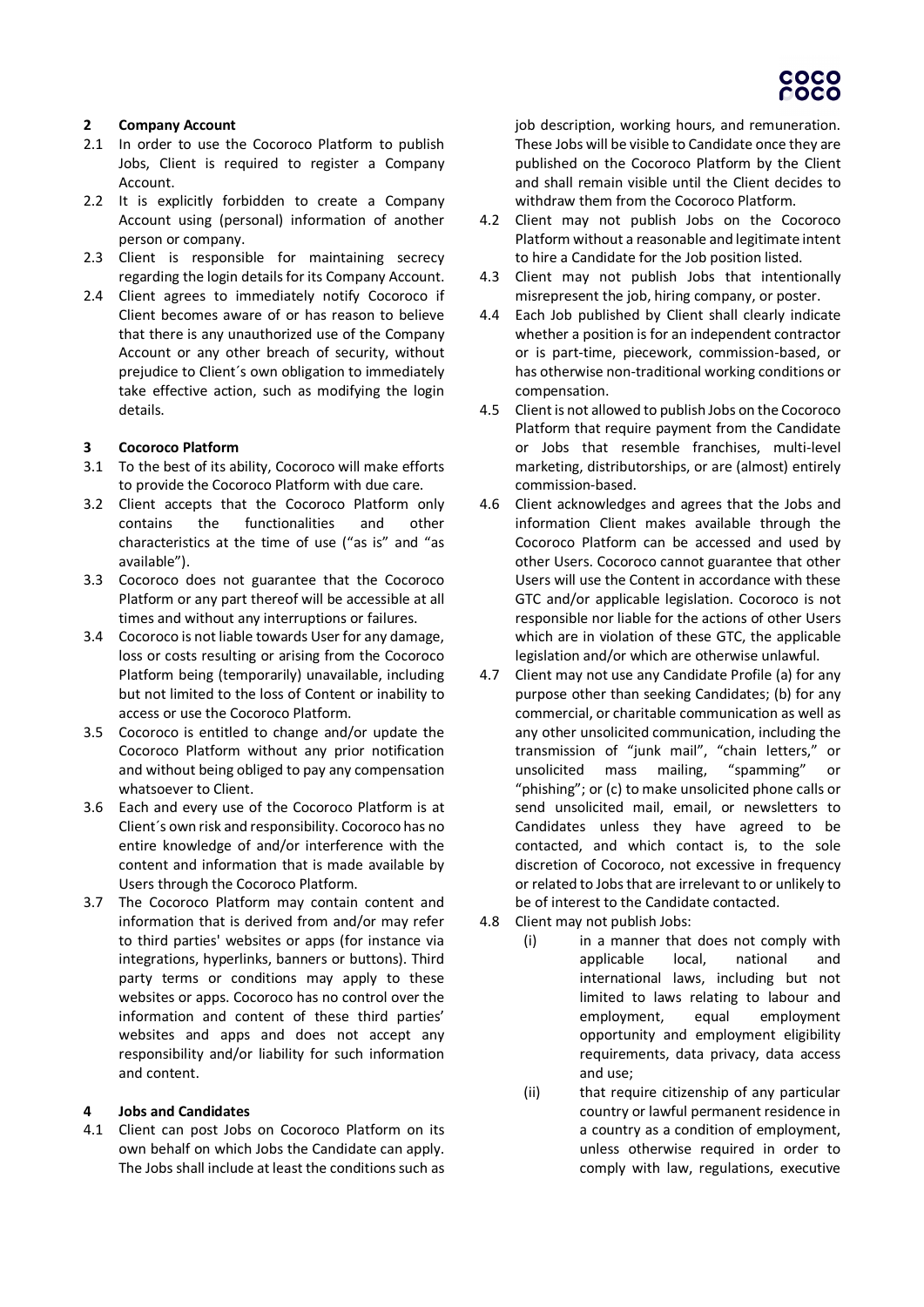## 2 Company Account

2.1 In order to use the Cocoroco Platform to publish Jobs, Client is required to register a Company Account.

2.2 It is explicitly forbidden to create a Company Account using (personal) information of another person or company.

2.3 Client is responsible for maintaining secrecy regarding the login details for its Company Account.

2.4 Client agrees to immediately notify Cocoroco if Client becomes aware of or has reason to believe that there is any unauthorized use of the Company Account or any other breach of security, without prejudice to Client´s own obligation to immediately take effective action, such as modifying the login details.

## 3 Cocoroco Platform

3.1 To the best of its ability, Cocoroco will make efforts to provide the Cocoroco Platform with due care.

3.2 Client accepts that the Cocoroco Platform only contains the functionalities and other characteristics at the time of use ("as is" and "as available").

3.3 Cocoroco does not guarantee that the Cocoroco Platform or any part thereof will be accessible at all times and without any interruptions or failures.

3.4 Cocoroco is not liable towards User for any damage, loss or costs resulting or arising from the Cocoroco Platform being (temporarily) unavailable, including but not limited to the loss of Content or inability to access or use the Cocoroco Platform.

3.5 Cocoroco is entitled to change and/or update the Cocoroco Platform without any prior notification and without being obliged to pay any compensation whatsoever to Client.

3.6 Each and every use of the Cocoroco Platform is at Client´s own risk and responsibility. Cocoroco has no entire knowledge of and/or interference with the content and information that is made available by Users through the Cocoroco Platform.

3.7 The Cocoroco Platform may contain content and information that is derived from and/or may refer to third parties' websites or apps (for instance via integrations, hyperlinks, banners or buttons). Third party terms or conditions may apply to these websites or apps. Cocoroco has no control over the information and content of these third parties' websites and apps and does not accept any responsibility and/or liability for such information and content.

## 4 Jobs and Candidates

4.1 Client can post Jobs on Cocoroco Platform on its own behalf on which Jobs the Candidate can apply. The Jobs shall include at least the conditions such as job description, working hours, and remuneration. These Jobs will be visible to Candidate once they are published on the Cocoroco Platform by the Client and shall remain visible until the Client decides to withdraw them from the Cocoroco Platform.

4.2 Client may not publish Jobs on the Cocoroco Platform without a reasonable and legitimate intent to hire a Candidate for the Job position listed.

4.3 Client may not publish Jobs that intentionally misrepresent the job, hiring company, or poster.

4.4 Each Job published by Client shall clearly indicate whether a position is for an independent contractor or is part-time, piecework, commission-based, or has otherwise non-traditional working conditions or compensation.

4.5 Client is not allowed to publish Jobs on the Cocoroco Platform that require payment from the Candidate or Jobs that resemble franchises, multi-level marketing, distributorships, or are (almost) entirely commission-based.

4.6 Client acknowledges and agrees that the Jobs and information Client makes available through the Cocoroco Platform can be accessed and used by other Users. Cocoroco cannot guarantee that other Users will use the Content in accordance with these GTC and/or applicable legislation. Cocoroco is not responsible nor liable for the actions of other Users which are in violation of these GTC, the applicable legislation and/or which are otherwise unlawful.

4.7 Client may not use any Candidate Profile (a) for any purpose other than seeking Candidates; (b) for any commercial, or charitable communication as well as any other unsolicited communication, including the transmission of "junk mail", "chain letters," or unsolicited mass mailing, "spamming" or "phishing"; or (c) to make unsolicited phone calls or send unsolicited mail, email, or newsletters to Candidates unless they have agreed to be contacted, and which contact is, to the sole discretion of Cocoroco, not excessive in frequency or related to Jobs that are irrelevant to or unlikely to be of interest to the Candidate contacted.

4.8 Client may not publish Jobs:

(i) in a manner that does not comply with applicable local, national and international laws, including but not limited to laws relating to labour and employment, equal employment opportunity and employment eligibility requirements, data privacy, data access and use;

(ii) that require citizenship of any particular country or lawful permanent residence in a country as a condition of employment, unless otherwise required in order to comply with law, regulations, executive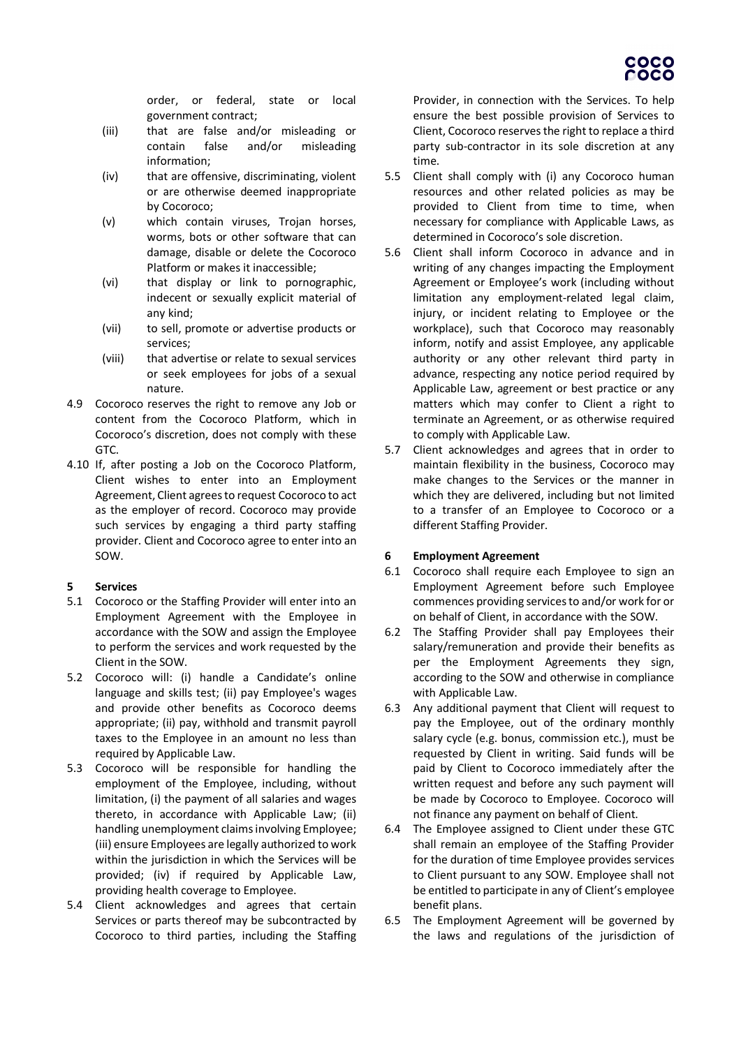order, or federal, state or local government contract;

(iii) that are false and/or misleading or contain false and/or misleading information;

(iv) that are offensive, discriminating, violent or are otherwise deemed inappropriate by Cocoroco;

(v) which contain viruses, Trojan horses, worms, bots or other software that can damage, disable or delete the Cocoroco Platform or makes it inaccessible;

(vi) that display or link to pornographic, indecent or sexually explicit material of any kind;

(vii) to sell, promote or advertise products or services;

(viii) that advertise or relate to sexual services or seek employees for jobs of a sexual nature.

4.9 Cocoroco reserves the right to remove any Job or content from the Cocoroco Platform, which in Cocoroco's discretion, does not comply with these GTC.

4.10 If, after posting a Job on the Cocoroco Platform, Client wishes to enter into an Employment Agreement, Client agrees to request Cocoroco to act as the employer of record. Cocoroco may provide such services by engaging a third party staffing provider. Client and Cocoroco agree to enter into an SOW.

## 5 Services

5.1 Cocoroco or the Staffing Provider will enter into an Employment Agreement with the Employee in accordance with the SOW and assign the Employee to perform the services and work requested by the Client in the SOW.

5.2 Cocoroco will: (i) handle a Candidate's online language and skills test; (ii) pay Employee's wages and provide other benefits as Cocoroco deems appropriate; (ii) pay, withhold and transmit payroll taxes to the Employee in an amount no less than required by Applicable Law.

5.3 Cocoroco will be responsible for handling the employment of the Employee, including, without limitation, (i) the payment of all salaries and wages thereto, in accordance with Applicable Law; (ii) handling unemployment claims involving Employee; (iii) ensure Employees are legally authorized to work within the jurisdiction in which the Services will be provided; (iv) if required by Applicable Law, providing health coverage to Employee.

5.4 Client acknowledges and agrees that certain Services or parts thereof may be subcontracted by Cocoroco to third parties, including the Staffing Provider, in connection with the Services. To help ensure the best possible provision of Services to Client, Cocoroco reserves the right to replace a third party sub-contractor in its sole discretion at any time.

5.5 Client shall comply with (i) any Cocoroco human resources and other related policies as may be provided to Client from time to time, when necessary for compliance with Applicable Laws, as determined in Cocoroco's sole discretion.

5.6 Client shall inform Cocoroco in advance and in writing of any changes impacting the Employment Agreement or Employee's work (including without limitation any employment-related legal claim, injury, or incident relating to Employee or the workplace), such that Cocoroco may reasonably inform, notify and assist Employee, any applicable authority or any other relevant third party in advance, respecting any notice period required by Applicable Law, agreement or best practice or any matters which may confer to Client a right to terminate an Agreement, or as otherwise required to comply with Applicable Law.

5.7 Client acknowledges and agrees that in order to maintain flexibility in the business, Cocoroco may make changes to the Services or the manner in which they are delivered, including but not limited to a transfer of an Employee to Cocoroco or a different Staffing Provider.

## 6 Employment Agreement

6.1 Cocoroco shall require each Employee to sign an Employment Agreement before such Employee commences providing services to and/or work for or on behalf of Client, in accordance with the SOW.

6.2 The Staffing Provider shall pay Employees their salary/remuneration and provide their benefits as per the Employment Agreements they sign, according to the SOW and otherwise in compliance with Applicable Law.

6.3 Any additional payment that Client will request to pay the Employee, out of the ordinary monthly salary cycle (e.g. bonus, commission etc.), must be requested by Client in writing. Said funds will be paid by Client to Cocoroco immediately after the written request and before any such payment will be made by Cocoroco to Employee. Cocoroco will not finance any payment on behalf of Client.

6.4 The Employee assigned to Client under these GTC shall remain an employee of the Staffing Provider for the duration of time Employee provides services to Client pursuant to any SOW. Employee shall not be entitled to participate in any of Client's employee benefit plans.

6.5 The Employment Agreement will be governed by the laws and regulations of the jurisdiction of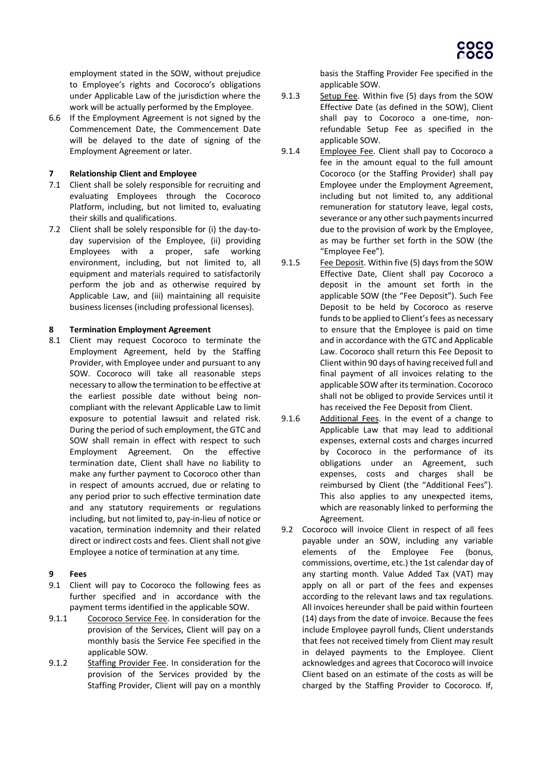employment stated in the SOW, without prejudice to Employee's rights and Cocoroco's obligations under Applicable Law of the jurisdiction where the work will be actually performed by the Employee.

6.6 If the Employment Agreement is not signed by the Commencement Date, the Commencement Date will be delayed to the date of signing of the Employment Agreement or later.

## 7 Relationship Client and Employee

7.1 Client shall be solely responsible for recruiting and evaluating Employees through the Cocoroco Platform, including, but not limited to, evaluating their skills and qualifications.

7.2 Client shall be solely responsible for (i) the day-to-day supervision of the Employee, (ii) providing Employees with a proper, safe working environment, including, but not limited to, all equipment and materials required to satisfactorily perform the job and as otherwise required by Applicable Law, and (iii) maintaining all requisite business licenses (including professional licenses).

## 8 Termination Employment Agreement

8.1 Client may request Cocoroco to terminate the Employment Agreement, held by the Staffing Provider, with Employee under and pursuant to any SOW. Cocoroco will take all reasonable steps necessary to allow the termination to be effective at the earliest possible date without being non-compliant with the relevant Applicable Law to limit exposure to potential lawsuit and related risk. During the period of such employment, the GTC and SOW shall remain in effect with respect to such Employment Agreement. On the effective termination date, Client shall have no liability to make any further payment to Cocoroco other than in respect of amounts accrued, due or relating to any period prior to such effective termination date and any statutory requirements or regulations including, but not limited to, pay-in-lieu of notice or vacation, termination indemnity and their related direct or indirect costs and fees. Client shall not give Employee a notice of termination at any time.

## 9 Fees

9.1 Client will pay to Cocoroco the following fees as further specified and in accordance with the payment terms identified in the applicable SOW.

9.1.1 Cocoroco Service Fee. In consideration for the provision of the Services, Client will pay on a monthly basis the Service Fee specified in the applicable SOW.

9.1.2 Staffing Provider Fee. In consideration for the provision of the Services provided by the Staffing Provider, Client will pay on a monthly basis the Staffing Provider Fee specified in the applicable SOW.

9.1.3 Setup Fee. Within five (5) days from the SOW Effective Date (as defined in the SOW), Client shall pay to Cocoroco a one-time, non-refundable Setup Fee as specified in the applicable SOW.

9.1.4 Employee Fee. Client shall pay to Cocoroco a fee in the amount equal to the full amount Cocoroco (or the Staffing Provider) shall pay Employee under the Employment Agreement, including but not limited to, any additional remuneration for statutory leave, legal costs, severance or any other such payments incurred due to the provision of work by the Employee, as may be further set forth in the SOW (the "Employee Fee").

9.1.5 Fee Deposit. Within five (5) days from the SOW Effective Date, Client shall pay Cocoroco a deposit in the amount set forth in the applicable SOW (the "Fee Deposit"). Such Fee Deposit to be held by Cocoroco as reserve funds to be applied to Client's fees as necessary to ensure that the Employee is paid on time and in accordance with the GTC and Applicable Law. Cocoroco shall return this Fee Deposit to Client within 90 days of having received full and final payment of all invoices relating to the applicable SOW after its termination. Cocoroco shall not be obliged to provide Services until it has received the Fee Deposit from Client.

9.1.6 Additional Fees. In the event of a change to Applicable Law that may lead to additional expenses, external costs and charges incurred by Cocoroco in the performance of its obligations under an Agreement, such expenses, costs and charges shall be reimbursed by Client (the "Additional Fees"). This also applies to any unexpected items, which are reasonably linked to performing the Agreement.

9.2 Cocoroco will invoice Client in respect of all fees payable under an SOW, including any variable elements of the Employee Fee (bonus, commissions, overtime, etc.) the 1st calendar day of any starting month. Value Added Tax (VAT) may apply on all or part of the fees and expenses according to the relevant laws and tax regulations. All invoices hereunder shall be paid within fourteen (14) days from the date of invoice. Because the fees include Employee payroll funds, Client understands that fees not received timely from Client may result in delayed payments to the Employee. Client acknowledges and agrees that Cocoroco will invoice Client based on an estimate of the costs as will be charged by the Staffing Provider to Cocoroco. If,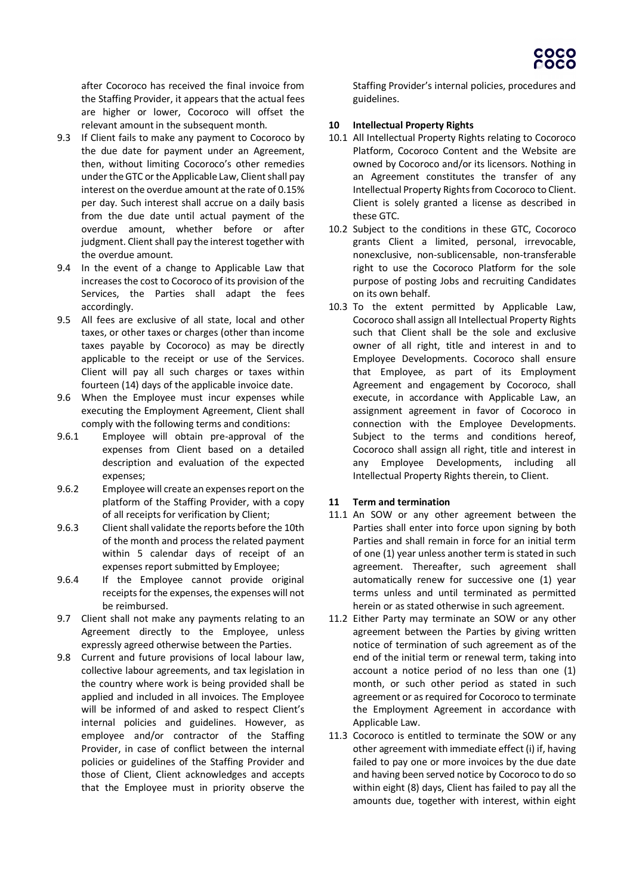after Cocoroco has received the final invoice from the Staffing Provider, it appears that the actual fees are higher or lower, Cocoroco will offset the relevant amount in the subsequent month.

9.3 If Client fails to make any payment to Cocoroco by the due date for payment under an Agreement, then, without limiting Cocoroco's other remedies under the GTC or the Applicable Law, Client shall pay interest on the overdue amount at the rate of 0.15% per day. Such interest shall accrue on a daily basis from the due date until actual payment of the overdue amount, whether before or after judgment. Client shall pay the interest together with the overdue amount.

9.4 In the event of a change to Applicable Law that increases the cost to Cocoroco of its provision of the Services, the Parties shall adapt the fees accordingly.

9.5 All fees are exclusive of all state, local and other taxes, or other taxes or charges (other than income taxes payable by Cocoroco) as may be directly applicable to the receipt or use of the Services. Client will pay all such charges or taxes within fourteen (14) days of the applicable invoice date.

9.6 When the Employee must incur expenses while executing the Employment Agreement, Client shall comply with the following terms and conditions:

9.6.1 Employee will obtain pre-approval of the expenses from Client based on a detailed description and evaluation of the expected expenses;

9.6.2 Employee will create an expenses report on the platform of the Staffing Provider, with a copy of all receipts for verification by Client;

9.6.3 Client shall validate the reports before the 10th of the month and process the related payment within 5 calendar days of receipt of an expenses report submitted by Employee;

9.6.4 If the Employee cannot provide original receipts for the expenses, the expenses will not be reimbursed.

9.7 Client shall not make any payments relating to an Agreement directly to the Employee, unless expressly agreed otherwise between the Parties.

9.8 Current and future provisions of local labour law, collective labour agreements, and tax legislation in the country where work is being provided shall be applied and included in all invoices. The Employee will be informed of and asked to respect Client's internal policies and guidelines. However, as employee and/or contractor of the Staffing Provider, in case of conflict between the internal policies or guidelines of the Staffing Provider and those of Client, Client acknowledges and accepts that the Employee must in priority observe the Staffing Provider's internal policies, procedures and guidelines.

**10 Intellectual Property Rights**

10.1 All Intellectual Property Rights relating to Cocoroco Platform, Cocoroco Content and the Website are owned by Cocoroco and/or its licensors. Nothing in an Agreement constitutes the transfer of any Intellectual Property Rights from Cocoroco to Client. Client is solely granted a license as described in these GTC.

10.2 Subject to the conditions in these GTC, Cocoroco grants Client a limited, personal, irrevocable, nonexclusive, non-sublicensable, non-transferable right to use the Cocoroco Platform for the sole purpose of posting Jobs and recruiting Candidates on its own behalf.

10.3 To the extent permitted by Applicable Law, Cocoroco shall assign all Intellectual Property Rights such that Client shall be the sole and exclusive owner of all right, title and interest in and to Employee Developments. Cocoroco shall ensure that Employee, as part of its Employment Agreement and engagement by Cocoroco, shall execute, in accordance with Applicable Law, an assignment agreement in favor of Cocoroco in connection with the Employee Developments. Subject to the terms and conditions hereof, Cocoroco shall assign all right, title and interest in any Employee Developments, including all Intellectual Property Rights therein, to Client.

**11 Term and termination**

11.1 An SOW or any other agreement between the Parties shall enter into force upon signing by both Parties and shall remain in force for an initial term of one (1) year unless another term is stated in such agreement. Thereafter, such agreement shall automatically renew for successive one (1) year terms unless and until terminated as permitted herein or as stated otherwise in such agreement.

11.2 Either Party may terminate an SOW or any other agreement between the Parties by giving written notice of termination of such agreement as of the end of the initial term or renewal term, taking into account a notice period of no less than one (1) month, or such other period as stated in such agreement or as required for Cocoroco to terminate the Employment Agreement in accordance with Applicable Law.

11.3 Cocoroco is entitled to terminate the SOW or any other agreement with immediate effect (i) if, having failed to pay one or more invoices by the due date and having been served notice by Cocoroco to do so within eight (8) days, Client has failed to pay all the amounts due, together with interest, within eight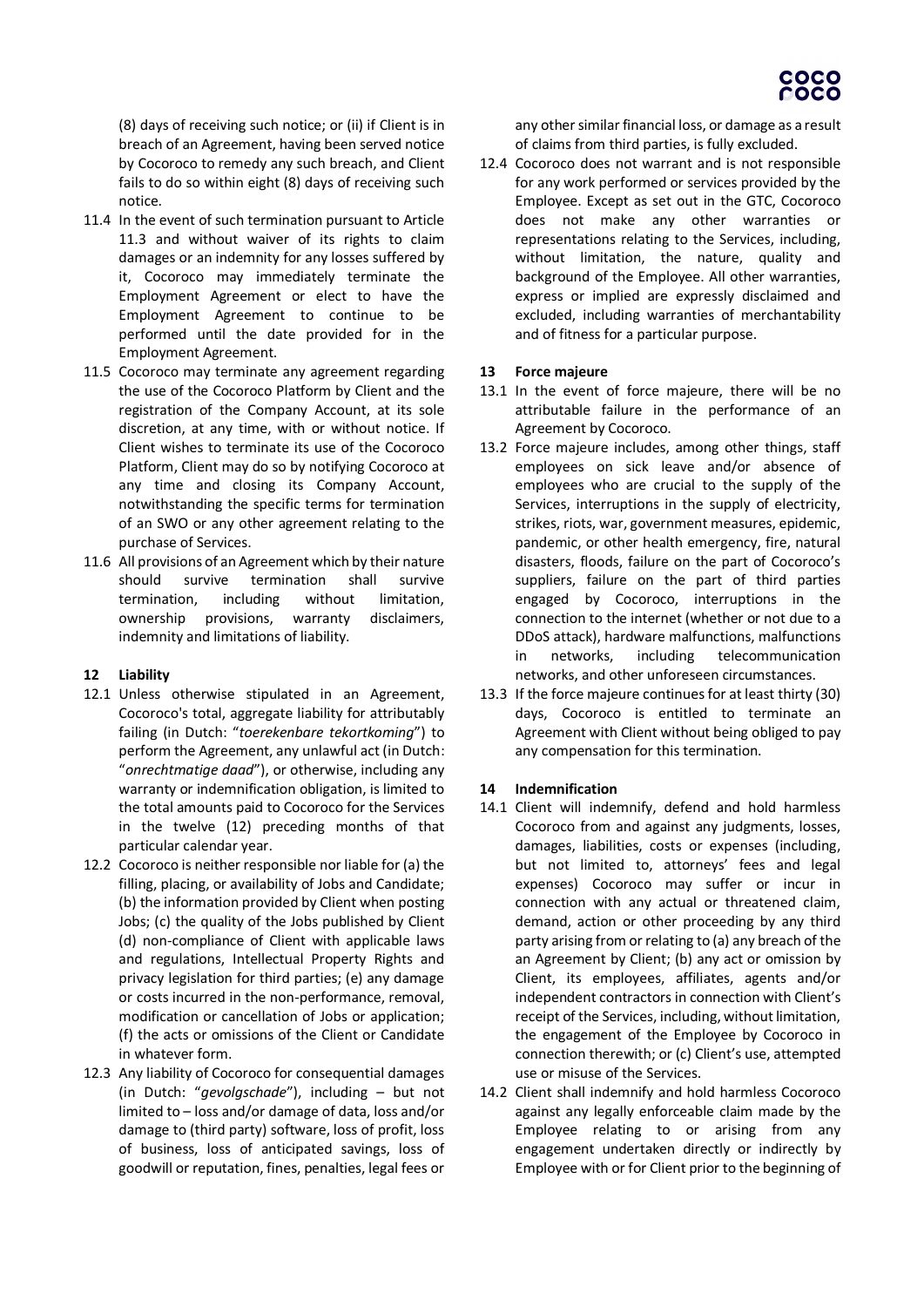(8) days of receiving such notice; or (ii) if Client is in breach of an Agreement, having been served notice by Cocoroco to remedy any such breach, and Client fails to do so within eight (8) days of receiving such notice.

11.4 In the event of such termination pursuant to Article 11.3 and without waiver of its rights to claim damages or an indemnity for any losses suffered by it, Cocoroco may immediately terminate the Employment Agreement or elect to have the Employment Agreement to continue to be performed until the date provided for in the Employment Agreement.

11.5 Cocoroco may terminate any agreement regarding the use of the Cocoroco Platform by Client and the registration of the Company Account, at its sole discretion, at any time, with or without notice. If Client wishes to terminate its use of the Cocoroco Platform, Client may do so by notifying Cocoroco at any time and closing its Company Account, notwithstanding the specific terms for termination of an SWO or any other agreement relating to the purchase of Services.

11.6 All provisions of an Agreement which by their nature should survive termination shall survive termination, including without limitation, ownership provisions, warranty disclaimers, indemnity and limitations of liability.

## 12 Liability

12.1 Unless otherwise stipulated in an Agreement, Cocoroco's total, aggregate liability for attributably failing (in Dutch: "*toerekenbare tekortkoming*") to perform the Agreement, any unlawful act (in Dutch: "*onrechtmatige daad*"), or otherwise, including any warranty or indemnification obligation, is limited to the total amounts paid to Cocoroco for the Services in the twelve (12) preceding months of that particular calendar year.

12.2 Cocoroco is neither responsible nor liable for (a) the filling, placing, or availability of Jobs and Candidate; (b) the information provided by Client when posting Jobs; (c) the quality of the Jobs published by Client (d) non-compliance of Client with applicable laws and regulations, Intellectual Property Rights and privacy legislation for third parties; (e) any damage or costs incurred in the non-performance, removal, modification or cancellation of Jobs or application; (f) the acts or omissions of the Client or Candidate in whatever form.

12.3 Any liability of Cocoroco for consequential damages (in Dutch: "*gevolgschade*"), including – but not limited to – loss and/or damage of data, loss and/or damage to (third party) software, loss of profit, loss of business, loss of anticipated savings, loss of goodwill or reputation, fines, penalties, legal fees or any other similar financial loss, or damage as a result of claims from third parties, is fully excluded.

12.4 Cocoroco does not warrant and is not responsible for any work performed or services provided by the Employee. Except as set out in the GTC, Cocoroco does not make any other warranties or representations relating to the Services, including, without limitation, the nature, quality and background of the Employee. All other warranties, express or implied are expressly disclaimed and excluded, including warranties of merchantability and of fitness for a particular purpose.

## 13 Force majeure

13.1 In the event of force majeure, there will be no attributable failure in the performance of an Agreement by Cocoroco.

13.2 Force majeure includes, among other things, staff employees on sick leave and/or absence of employees who are crucial to the supply of the Services, interruptions in the supply of electricity, strikes, riots, war, government measures, epidemic, pandemic, or other health emergency, fire, natural disasters, floods, failure on the part of Cocoroco's suppliers, failure on the part of third parties engaged by Cocoroco, interruptions in the connection to the internet (whether or not due to a DDoS attack), hardware malfunctions, malfunctions in networks, including telecommunication networks, and other unforeseen circumstances.

13.3 If the force majeure continues for at least thirty (30) days, Cocoroco is entitled to terminate an Agreement with Client without being obliged to pay any compensation for this termination.

## 14 Indemnification

14.1 Client will indemnify, defend and hold harmless Cocoroco from and against any judgments, losses, damages, liabilities, costs or expenses (including, but not limited to, attorneys' fees and legal expenses) Cocoroco may suffer or incur in connection with any actual or threatened claim, demand, action or other proceeding by any third party arising from or relating to (a) any breach of the an Agreement by Client; (b) any act or omission by Client, its employees, affiliates, agents and/or independent contractors in connection with Client's receipt of the Services, including, without limitation, the engagement of the Employee by Cocoroco in connection therewith; or (c) Client's use, attempted use or misuse of the Services.

14.2 Client shall indemnify and hold harmless Cocoroco against any legally enforceable claim made by the Employee relating to or arising from any engagement undertaken directly or indirectly by Employee with or for Client prior to the beginning of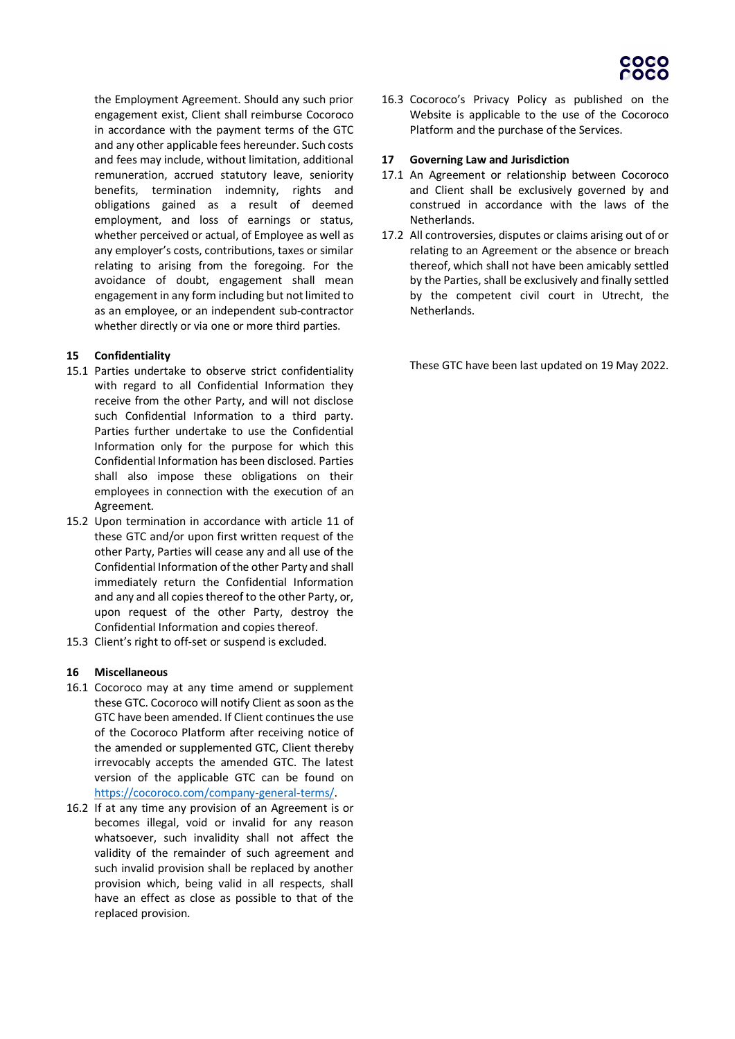the Employment Agreement. Should any such prior engagement exist, Client shall reimburse Cocoroco in accordance with the payment terms of the GTC and any other applicable fees hereunder. Such costs and fees may include, without limitation, additional remuneration, accrued statutory leave, seniority benefits, termination indemnity, rights and obligations gained as a result of deemed employment, and loss of earnings or status, whether perceived or actual, of Employee as well as any employer's costs, contributions, taxes or similar relating to arising from the foregoing. For the avoidance of doubt, engagement shall mean engagement in any form including but not limited to as an employee, or an independent sub-contractor whether directly or via one or more third parties.

## 15 Confidentiality

15.1 Parties undertake to observe strict confidentiality with regard to all Confidential Information they receive from the other Party, and will not disclose such Confidential Information to a third party. Parties further undertake to use the Confidential Information only for the purpose for which this Confidential Information has been disclosed. Parties shall also impose these obligations on their employees in connection with the execution of an Agreement.

15.2 Upon termination in accordance with article 11 of these GTC and/or upon first written request of the other Party, Parties will cease any and all use of the Confidential Information of the other Party and shall immediately return the Confidential Information and any and all copies thereof to the other Party, or, upon request of the other Party, destroy the Confidential Information and copies thereof.

15.3 Client's right to off-set or suspend is excluded.

## 16 Miscellaneous

16.1 Cocoroco may at any time amend or supplement these GTC. Cocoroco will notify Client as soon as the GTC have been amended. If Client continues the use of the Cocoroco Platform after receiving notice of the amended or supplemented GTC, Client thereby irrevocably accepts the amended GTC. The latest version of the applicable GTC can be found on [https://cocoroco.com/company-general-terms/](https://cocoroco.com/company-general-terms/).

16.2 If at any time any provision of an Agreement is or becomes illegal, void or invalid for any reason whatsoever, such invalidity shall not affect the validity of the remainder of such agreement and such invalid provision shall be replaced by another provision which, being valid in all respects, shall have an effect as close as possible to that of the replaced provision.

16.3 Cocoroco's Privacy Policy as published on the Website is applicable to the use of the Cocoroco Platform and the purchase of the Services.

## 17 Governing Law and Jurisdiction

17.1 An Agreement or relationship between Cocoroco and Client shall be exclusively governed by and construed in accordance with the laws of the Netherlands.

17.2 All controversies, disputes or claims arising out of or relating to an Agreement or the absence or breach thereof, which shall not have been amicably settled by the Parties, shall be exclusively and finally settled by the competent civil court in Utrecht, the Netherlands.

These GTC have been last updated on 19 May 2022.